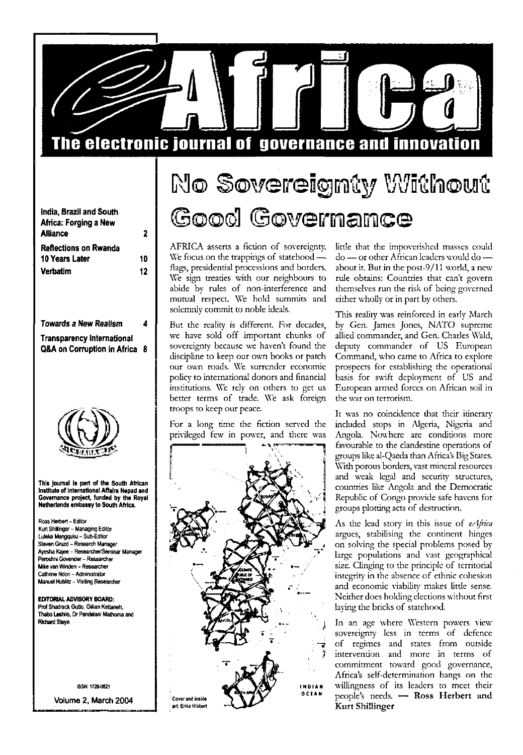# eAfrica

**The electronic journal of governance and innovation**

**India, Brazil and South Africa: Forging a New Alliance** 2

**Reflections on Rwanda 10 Years Later** 10

**Verbatim** 12

***Towards a New Realism*** 4

**Transparency International Q&A on Corruption in Africa** 8

**This journal is part of the South African Institute of International Affairs Nepad and Governance project, funded by the Royal Netherlands embassy to South Africa.**

Ross Herbert – Editor
Kurt Shillinger – Managing Editor
Luleka Mangquku – Sub-Editor
Steven Gruzd – Research Manager
Ayesha Kajee – Researcher/Seminar Manager
Peroshni Govender – Researcher
Mike van Winden – Researcher
Cathrine Ndori – Administrator
Manuel Hublitz – Visiting Researcher

**EDITORIAL ADVISORY BOARD:**
Prof Shadrack Gutto, Gillian Kettaneh, Thabo Leshilo, Dr Pandelani Mathoma and Richard Steyn

ISSN: 1728-0621

Volume 2, March 2004

# No Sovereignty Without Good Governance

AFRICA asserts a fiction of sovereignty. We focus on the trappings of statehood — flags, presidential processions and borders. We sign treaties with our neighbours to abide by rules of non-interference and mutual respect. We hold summits and solemnly commit to noble ideals.

But the reality is different. For decades, we have sold off important chunks of sovereignty because we haven't found the discipline to keep our own books or patch our own roads. We surrender economic policy to international donors and financial institutions. We rely on others to get us better terms of trade. We ask foreign troops to keep our peace.

For a long time the fiction served the privileged few in power, and there was little that the impoverished masses could do — or other African leaders would do — about it. But in the post-9/11 world, a new rule obtains: Countries that can't govern themselves run the risk of being governed either wholly or in part by others.

This reality was reinforced in early March by Gen. James Jones, NATO supreme allied commander, and Gen. Charles Wald, deputy commander of US European Command, who came to Africa to explore prospects for establishing the operational basis for swift deployment of US and European armed forces on African soil in the war on terrorism.

It was no coincidence that their itinerary included stops in Algeria, Nigeria and Angola. Nowhere are conditions more favourable to the clandestine operations of groups like al-Qaeda than Africa's Big States. With porous borders, vast mineral resources and weak legal and security structures, countries like Angola and the Democratic Republic of Congo provide safe havens for groups plotting acts of destruction.

As the lead story in this issue of *eAfrica* argues, stabilising the continent hinges on solving the special problems posed by large populations and vast geographical size. Clinging to the principle of territorial integrity in the absence of ethnic cohesion and economic viability makes little sense. Neither does holding elections without first laying the bricks of statehood.

In an age where Western powers view sovereignty less in terms of defence of regimes and states from outside intervention and more in terms of commitment toward good governance, Africa's self-determination hangs on the willingness of its leaders to meet their people's needs. — **Ross Herbert and Kurt Shillinger**

Cover and inside art: Erika Hibbert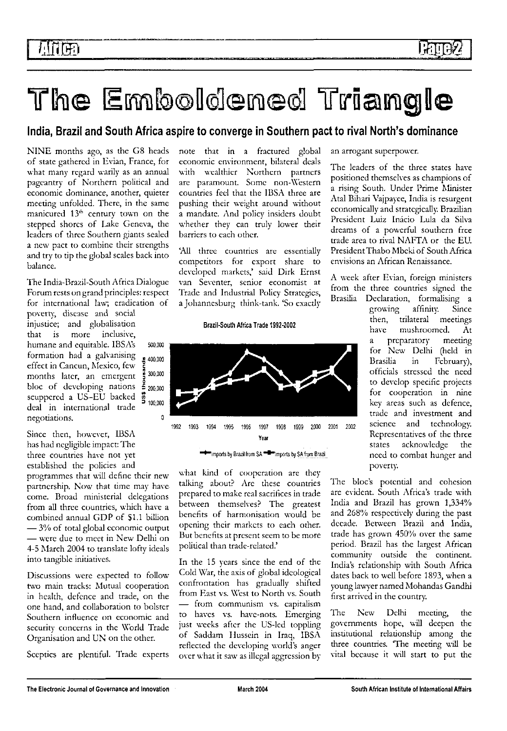# The Emboldened Triangle

## India, Brazil and South Africa aspire to converge in Southern pact to rival North's dominance

NINE months ago, as the G8 heads of state gathered in Evian, France, for what many regard warily as an annual pageantry of Northern political and economic dominance, another, quieter meeting unfolded. There, in the same manicured 13th century town on the stepped shores of Lake Geneva, the leaders of three Southern giants sealed a new pact to combine their strengths and try to tip the global scales back into balance.

The India-Brazil-South Africa Dialogue Forum rests on grand principles: respect for international law; eradication of poverty, disease and social injustice; and globalisation that is more inclusive, humane and equitable. IBSA's formation had a galvanising effect in Cancun, Mexico, few months later, an emergent bloc of developing nations scuppered a US-EU backed deal in international trade negotiations.

Since then, however, IBSA has had negligible impact: The three countries have not yet established the policies and programmes that will define their new partnership. Now that time may have come. Broad ministerial delegations from all three countries, which have a combined annual GDP of \$1.1 billion — 3% of total global economic output — were due to meet in New Delhi on 4-5 March 2004 to translate lofty ideals into tangible initiatives.

Discussions were expected to follow two main tracks: Mutual cooperation in health, defence and trade, on the one hand, and collaboration to bolster Southern influence on economic and security concerns in the World Trade Organisation and UN on the other.

Sceptics are plentiful. Trade experts note that in a fractured global economic environment, bilateral deals with wealthier Northern partners are paramount. Some non-Western countries feel that the IBSA three are pushing their weight around without a mandate. And policy insiders doubt whether they can truly lower their barriers to each other.

'All three countries are essentially competitors for export share to developed markets,' said Dirk Ernst van Seventer, senior economist at Trade and Industrial Policy Strategies, a Johannesburg think-tank. 'So exactly what kind of cooperation are they talking about? Are these countries prepared to make real sacrifices in trade between themselves? The greatest benefits of harmonisation would be opening their markets to each other. But benefits at present seem to be more political than trade-related.'

**Brazil-South Africa Trade 1992-2002**

(Chart: US\$ thousands, 0–500,000; Year 1992–2002; Imports by Brazil from SA; Imports by SA from Brazil)

In the 15 years since the end of the Cold War, the axis of global ideological confrontation has gradually shifted from East vs. West to North vs. South — from communism vs. capitalism to haves vs. have-nots. Emerging just weeks after the US-led toppling of Saddam Hussein in Iraq, IBSA reflected the developing world's anger over what it saw as illegal aggression by an arrogant superpower.

The leaders of the three states have positioned themselves as champions of a rising South. Under Prime Minister Atal Bihari Vajpayee, India is resurgent economically and strategically. Brazilian President Luiz Inácio Lula da Silva dreams of a powerful southern free trade area to rival NAFTA or the EU. President Thabo Mbeki of South Africa envisions an African Renaissance.

A week after Evian, foreign ministers from the three countries signed the Brasilia Declaration, formalising a growing affinity. Since then, trilateral meetings have mushroomed. At a preparatory meeting for New Delhi (held in Brasilia in February), officials stressed the need to develop specific projects for cooperation in nine key areas such as defence, trade and investment and science and technology. Representatives of the three states acknowledge the need to combat hunger and poverty.

The bloc's potential and cohesion are evident. South Africa's trade with India and Brazil has grown 1,334% and 268% respectively during the past decade. Between Brazil and India, trade has grown 450% over the same period. Brazil has the largest African community outside the continent. India's relationship with South Africa dates back to well before 1893, when a young lawyer named Mohandas Gandhi first arrived in the country.

The New Delhi meeting, the governments hope, will deepen the institutional relationship among the three countries. 'The meeting will be vital because it will start to put the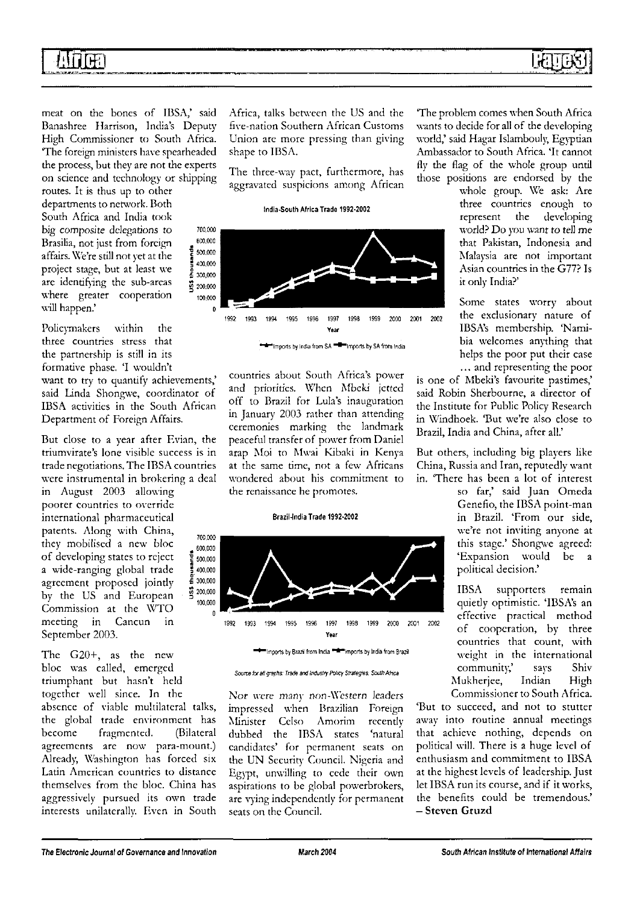meat on the bones of IBSA,' said Banashree Harrison, India's Deputy High Commissioner to South Africa. 'The foreign ministers have spearheaded the process, but they are not the experts on science and technology or shipping routes. It is thus up to other departments to network. Both South Africa and India took big composite delegations to Brasilia, not just from foreign affairs. We're still not yet at the project stage, but at least we are identifying the sub-areas where greater cooperation will happen.'

Policymakers within the three countries stress that the partnership is still in its formative phase. 'I wouldn't want to try to quantify achievements,' said Linda Shongwe, coordinator of IBSA activities in the South African Department of Foreign Affairs.

But close to a year after Evian, the triumvirate's lone visible success is in trade negotiations. The IBSA countries were instrumental in brokering a deal in August 2003 allowing poorer countries to override international pharmaceutical patents. Along with China, they mobilised a new bloc of developing states to reject a wide-ranging global trade agreement proposed jointly by the US and European Commission at the WTO meeting in Cancun in September 2003.

The G20+, as the new bloc was called, emerged triumphant but hasn't held together well since. In the absence of viable multilateral talks, the global trade environment has become fragmented. (Bilateral agreements are now para-mount.) Already, Washington has forced six Latin American countries to distance themselves from the bloc. China has aggressively pursued its own trade interests unilaterally. Even in South Africa, talks between the US and the five-nation Southern African Customs Union are more pressing than giving shape to IBSA.

The three-way pact, furthermore, has aggravated suspicions among African countries about South Africa's power and priorities. When Mbeki jetted off to Brazil for Lula's inauguration in January 2003 rather than attending ceremonies marking the landmark peaceful transfer of power from Daniel arap Moi to Mwai Kibaki in Kenya at the same time, not a few Africans wondered about his commitment to the renaissance he promotes.

**India-South Africa Trade 1992-2002**

(Line chart: US$ thousands, 0–700,000; Year 1992–2002; series: Imports by India from SA, Imports by SA from India)

**Brazil-India Trade 1992-2002**

(Line chart: US$ thousands, 0–700,000; Year 1992–2002; series: Imports by Brazil from India, Imports by India from Brazil)

*Source for all graphs: Trade and Industry Policy Strategies, South Africa*

Nor were many non-Western leaders impressed when Brazilian Foreign Minister Celso Amorim recently dubbed the IBSA states 'natural candidates' for permanent seats on the UN Security Council. Nigeria and Egypt, unwilling to cede their own aspirations to be global powerbrokers, are vying independently for permanent seats on the Council.

'The problem comes when South Africa wants to decide for all of the developing world,' said Hagar Islambouly, Egyptian Ambassador to South Africa. 'It cannot fly the flag of the whole group until those positions are endorsed by the whole group. We ask: Are three countries enough to represent the developing world? Do you want to tell me that Pakistan, Indonesia and Malaysia are not important Asian countries in the G77? Is it only India?'

Some states worry about the exclusionary nature of IBSA's membership. 'Namibia welcomes anything that helps the poor put their case ... and representing the poor is one of Mbeki's favourite pastimes,' said Robin Sherbourne, a director of the Institute for Public Policy Research in Windhoek. 'But we're also close to Brazil, India and China, after all.'

But others, including big players like China, Russia and Iran, reputedly want in. 'There has been a lot of interest so far,' said Juan Omeda Genefio, the IBSA point-man in Brazil. 'From our side, we're not inviting anyone at this stage.' Shongwe agreed: 'Expansion would be a political decision.'

IBSA supporters remain quietly optimistic. 'IBSA's an effective practical method of cooperation, by three countries that count, with weight in the international community,' says Shiv Mukherjee, Indian High Commissioner to South Africa. 'But to succeed, and not to stutter away into routine annual meetings that achieve nothing, depends on political will. There is a huge level of enthusiasm and commitment to IBSA at the highest levels of leadership. Just let IBSA run its course, and if it works, the benefits could be tremendous.'
**– Steven Gruzd**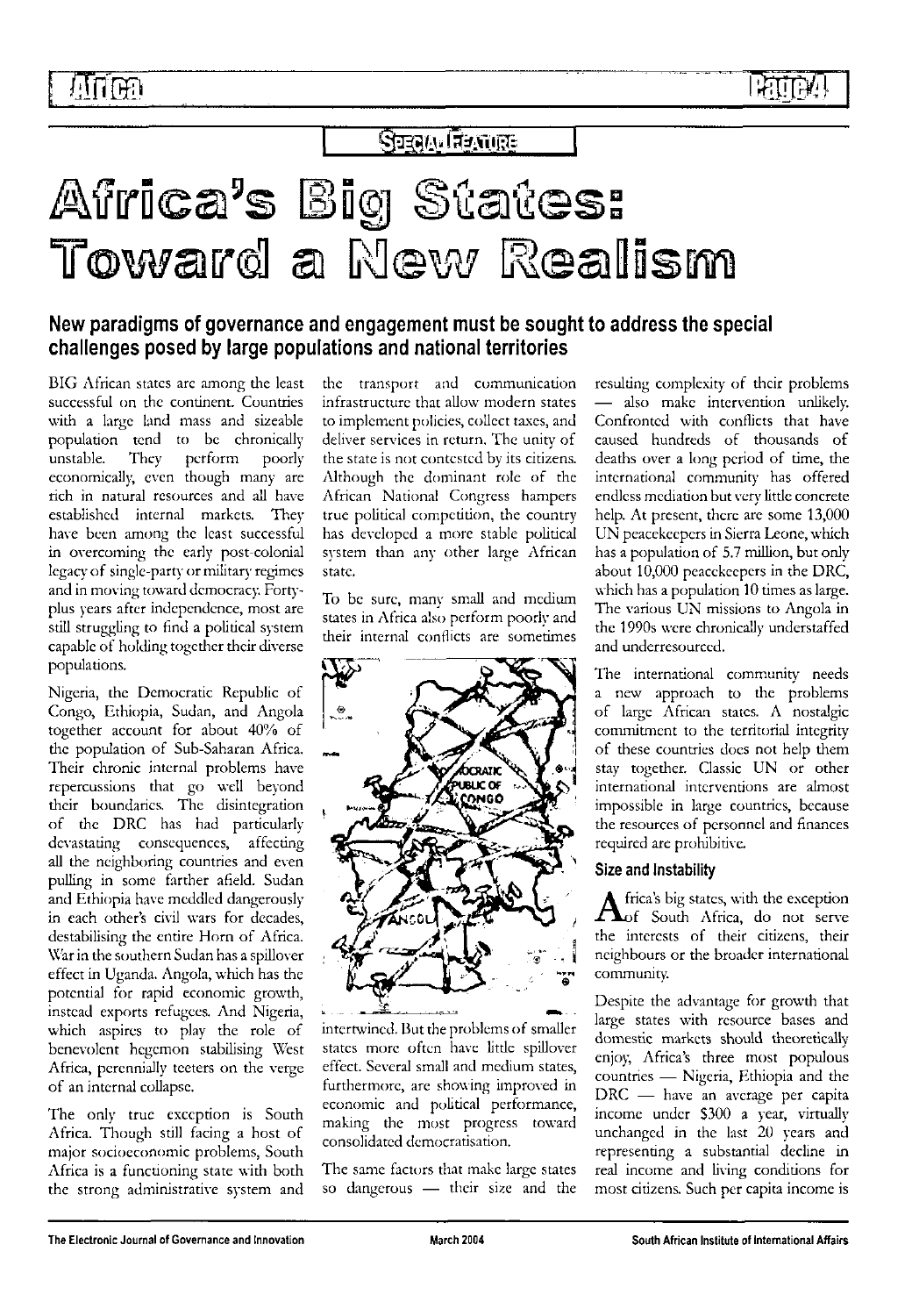SPECIAL FEATURE

# Africa's Big States: Toward a New Realism

## New paradigms of governance and engagement must be sought to address the special challenges posed by large populations and national territories

BIG African states are among the least successful on the continent. Countries with a large land mass and sizeable population tend to be chronically unstable. They perform poorly economically, even though many are rich in natural resources and all have established internal markets. They have been among the least successful in overcoming the early post-colonial legacy of single-party or military regimes and in moving toward democracy. Forty-plus years after independence, most are still struggling to find a political system capable of holding together their diverse populations.

Nigeria, the Democratic Republic of Congo, Ethiopia, Sudan, and Angola together account for about 40% of the population of Sub-Saharan Africa. Their chronic internal problems have repercussions that go well beyond their boundaries. The disintegration of the DRC has had particularly devastating consequences, affecting all the neighboring countries and even pulling in some farther afield. Sudan and Ethiopia have meddled dangerously in each other's civil wars for decades, destabilising the entire Horn of Africa. War in the southern Sudan has a spillover effect in Uganda. Angola, which has the potential for rapid economic growth, instead exports refugees. And Nigeria, which aspires to play the role of benevolent hegemon stabilising West Africa, perennially teeters on the verge of an internal collapse.

The only true exception is South Africa. Though still facing a host of major socioeconomic problems, South Africa is a functioning state with both the strong administrative system and the transport and communication infrastructure that allow modern states to implement policies, collect taxes, and deliver services in return. The unity of the state is not contested by its citizens. Although the dominant role of the African National Congress hampers true political competition, the country has developed a more stable political system than any other large African state.

To be sure, many small and medium states in Africa also perform poorly and their internal conflicts are sometimes intertwined. But the problems of smaller states more often have little spillover effect. Several small and medium states, furthermore, are showing improved in economic and political performance, making the most progress toward consolidated democratisation.

The same factors that make large states so dangerous — their size and the resulting complexity of their problems — also make intervention unlikely. Confronted with conflicts that have caused hundreds of thousands of deaths over a long period of time, the international community has offered endless mediation but very little concrete help. At present, there are some 13,000 UN peacekeepers in Sierra Leone, which has a population of 5.7 million, but only about 10,000 peacekeepers in the DRC, which has a population 10 times as large. The various UN missions to Angola in the 1990s were chronically understaffed and underresourced.

The international community needs a new approach to the problems of large African states. A nostalgic commitment to the territorial integrity of these countries does not help them stay together. Classic UN or other international interventions are almost impossible in large countries, because the resources of personnel and finances required are prohibitive.

### Size and Instability

Africa's big states, with the exception of South Africa, do not serve the interests of their citizens, their neighbours or the broader international community.

Despite the advantage for growth that large states with resource bases and domestic markets should theoretically enjoy, Africa's three most populous countries — Nigeria, Ethiopia and the DRC — have an average per capita income under $300 a year, virtually unchanged in the last 20 years and representing a substantial decline in real income and living conditions for most citizens. Such per capita income is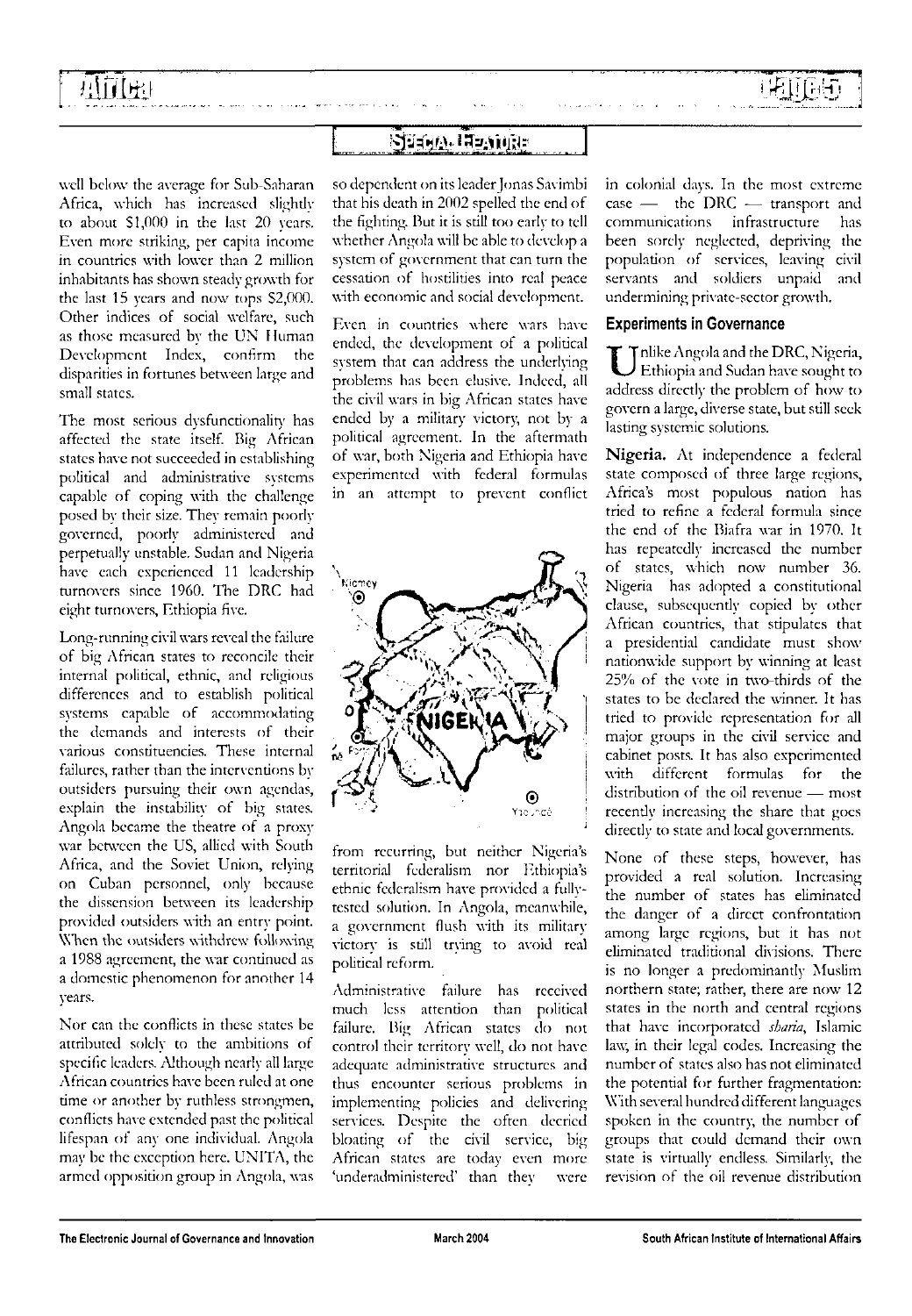well below the average for Sub-Saharan Africa, which has increased slightly to about $1,000 in the last 20 years. Even more striking, per capita income in countries with lower than 2 million inhabitants has shown steady growth for the last 15 years and now tops $2,000. Other indices of social welfare, such as those measured by the UN Human Development Index, confirm the disparities in fortunes between large and small states.

The most serious dysfunctionality has affected the state itself. Big African states have not succeeded in establishing political and administrative systems capable of coping with the challenge posed by their size. They remain poorly governed, poorly administered and perpetually unstable. Sudan and Nigeria have each experienced 11 leadership turnovers since 1960. The DRC had eight turnovers, Ethiopia five.

Long-running civil wars reveal the failure of big African states to reconcile their internal political, ethnic, and religious differences and to establish political systems capable of accommodating the demands and interests of their various constituencies. These internal failures, rather than the interventions by outsiders pursuing their own agendas, explain the instability of big states. Angola became the theatre of a proxy war between the US, allied with South Africa, and the Soviet Union, relying on Cuban personnel, only because the dissension between its leadership provided outsiders with an entry point. When the outsiders withdrew following a 1988 agreement, the war continued as a domestic phenomenon for another 14 years.

Nor can the conflicts in these states be attributed solely to the ambitions of specific leaders. Although nearly all large African countries have been ruled at one time or another by ruthless strongmen, conflicts have extended past the political lifespan of any one individual. Angola may be the exception here. UNITA, the armed opposition group in Angola, was so dependent on its leader Jonas Savimbi that his death in 2002 spelled the end of the fighting. But it is still too early to tell whether Angola will be able to develop a system of government that can turn the cessation of hostilities into real peace with economic and social development.

Even in countries where wars have ended, the development of a political system that can address the underlying problems has been elusive. Indeed, all the civil wars in big African states have ended by a military victory, not by a political agreement. In the aftermath of war, both Nigeria and Ethiopia have experimented with federal formulas in an attempt to prevent conflict from recurring, but neither Nigeria's territorial federalism nor Ethiopia's ethnic federalism have provided a fully-tested solution. In Angola, meanwhile, a government flush with its military victory is still trying to avoid real political reform.

Administrative failure has received much less attention than political failure. Big African states do not control their territory well, do not have adequate administrative structures and thus encounter serious problems in implementing policies and delivering services. Despite the often decried bloating of the civil service, big African states are today even more 'underadministered' than they were in colonial days. In the most extreme case — the DRC — transport and communications infrastructure has been sorely neglected, depriving the population of services, leaving civil servants and soldiers unpaid and undermining private-sector growth.

### Experiments in Governance

Unlike Angola and the DRC, Nigeria, Ethiopia and Sudan have sought to address directly the problem of how to govern a large, diverse state, but still seek lasting systemic solutions.

**Nigeria.** At independence a federal state composed of three large regions, Africa's most populous nation has tried to refine a federal formula since the end of the Biafra war in 1970. It has repeatedly increased the number of states, which now number 36. Nigeria has adopted a constitutional clause, subsequently copied by other African countries, that stipulates that a presidential candidate must show nationwide support by winning at least 25% of the vote in two-thirds of the states to be declared the winner. It has tried to provide representation for all major groups in the civil service and cabinet posts. It has also experimented with different formulas for the distribution of the oil revenue — most recently increasing the share that goes directly to state and local governments.

None of these steps, however, has provided a real solution. Increasing the number of states has eliminated the danger of a direct confrontation among large regions, but it has not eliminated traditional divisions. There is no longer a predominantly Muslim northern state; rather, there are now 12 states in the north and central regions that have incorporated *sharia*, Islamic law, in their legal codes. Increasing the number of states also has not eliminated the potential for further fragmentation: With several hundred different languages spoken in the country, the number of groups that could demand their own state is virtually endless. Similarly, the revision of the oil revenue distribution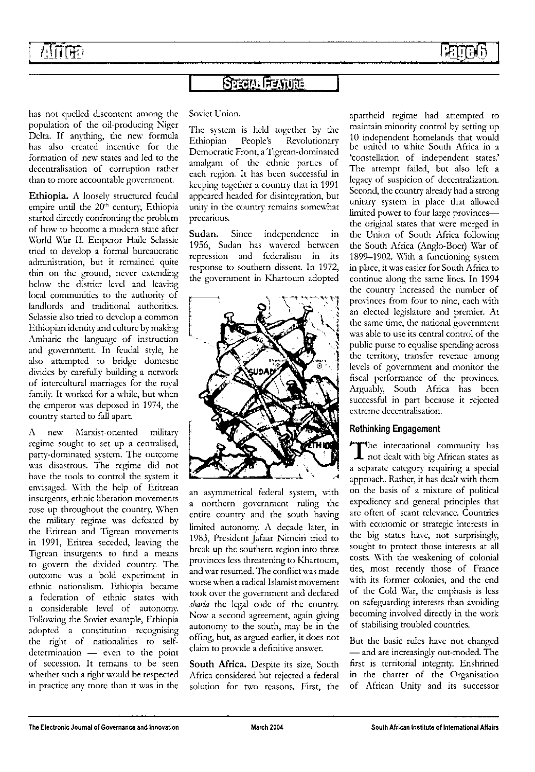## Special Feature

has not quelled discontent among the population of the oil-producing Niger Delta. If anything, the new formula has also created incentive for the formation of new states and led to the decentralisation of corruption rather than to more accountable government.

**Ethiopia.** A loosely structured feudal empire until the 20[th] century, Ethiopia started directly confronting the problem of how to become a modern state after World War II. Emperor Haile Selassie tried to develop a formal bureaucratic administration, but it remained quite thin on the ground, never extending below the district level and leaving local communities to the authority of landlords and traditional authorities. Selassie also tried to develop a common Ethiopian identity and culture by making Amharic the language of instruction and government. In feudal style, he also attempted to bridge domestic divides by carefully building a network of intercultural marriages for the royal family. It worked for a while, but when the emperor was deposed in 1974, the country started to fall apart.

A new Marxist-oriented military regime sought to set up a centralised, party-dominated system. The outcome was disastrous. The regime did not have the tools to control the system it envisaged. With the help of Eritrean insurgents, ethnic liberation movements rose up throughout the country. When the military regime was defeated by the Eritrean and Tigrean movements in 1991, Eritrea seceded, leaving the Tigrean insurgents to find a means to govern the divided country. The outcome was a bold experiment in ethnic nationalism. Ethiopia became a federation of ethnic states with a considerable level of autonomy. Following the Soviet example, Ethiopia adopted a constitution recognising the right of nationalities to self-determination — even to the point of secession. It remains to be seen whether such a right would be respected in practice any more than it was in the Soviet Union.

The system is held together by the Ethiopian People's Revolutionary Democratic Front, a Tigrean-dominated amalgam of the ethnic parties of each region. It has been successful in keeping together a country that in 1991 appeared headed for disintegration, but unity in the country remains somewhat precarious.

**Sudan.** Since independence in 1956, Sudan has wavered between repression and federalism in its response to southern dissent. In 1972, the government in Khartoum adopted an asymmetrical federal system, with a northern government ruling the entire country and the south having limited autonomy. A decade later, in 1983, President Jafaar Nimeiri tried to break up the southern region into three provinces less threatening to Khartoum, and war resumed. The conflict was made worse when a radical Islamist movement took over the government and declared *sharia* the legal code of the country. Now a second agreement, again giving autonomy to the south, may be in the offing, but, as argued earlier, it does not claim to provide a definitive answer.

**South Africa.** Despite its size, South Africa considered but rejected a federal solution for two reasons. First, the apartheid regime had attempted to maintain minority control by setting up 10 independent homelands that would be united to white South Africa in a 'constellation of independent states.' The attempt failed, but also left a legacy of suspicion of decentralization. Second, the country already had a strong unitary system in place that allowed limited power to four large provinces—the original states that were merged in the Union of South Africa following the South Africa (Anglo-Boer) War of 1899–1902. With a functioning system in place, it was easier for South Africa to continue along the same lines. In 1994 the country increased the number of provinces from four to nine, each with an elected legislature and premier. At the same time, the national government was able to use its central control of the public purse to equalise spending across the territory, transfer revenue among levels of government and monitor the fiscal performance of the provinces. Arguably, South Africa has been successful in part because it rejected extreme decentralisation.

### Rethinking Engagement

The international community has not dealt with big African states as a separate category requiring a special approach. Rather, it has dealt with them on the basis of a mixture of political expediency and general principles that are often of scant relevance. Countries with economic or strategic interests in the big states have, not surprisingly, sought to protect those interests at all costs. With the weakening of colonial ties, most recently those of France with its former colonies, and the end of the Cold War, the emphasis is less on safeguarding interests than avoiding becoming involved directly in the work of stabilising troubled countries.

But the basic rules have not changed — and are increasingly out-moded. The first is territorial integrity. Enshrined in the charter of the Organisation of African Unity and its successor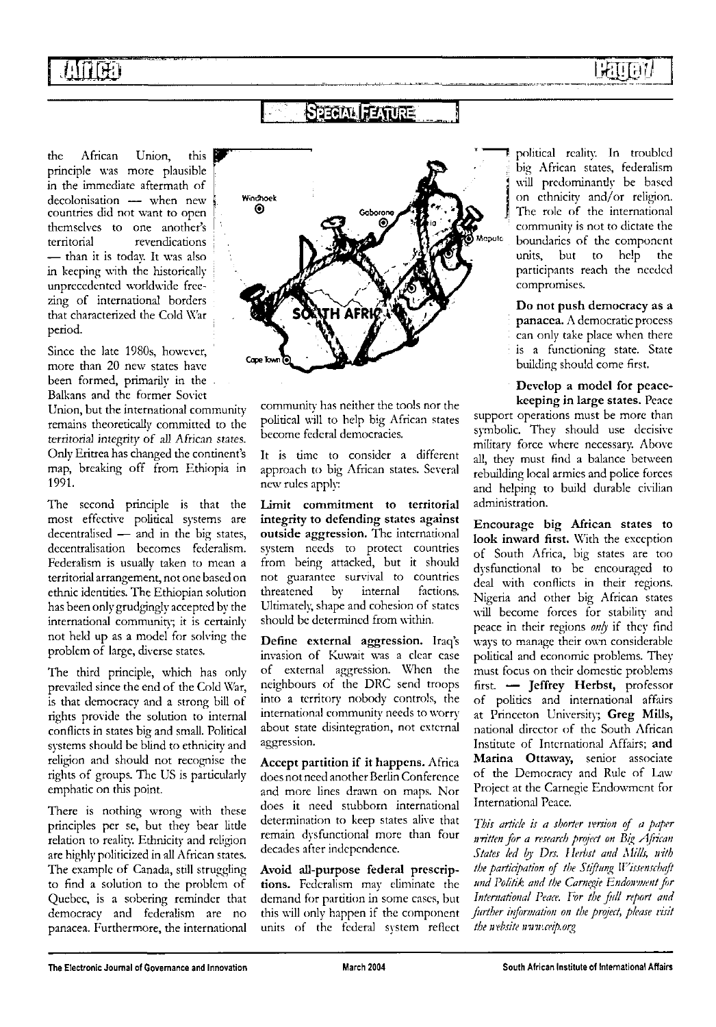## Special Feature

the African Union, this principle was more plausible in the immediate aftermath of decolonisation — when new countries did not want to open themselves to one another's territorial revendications — than it is today. It was also in keeping with the historically unprecedented worldwide freezing of international borders that characterized the Cold War period.

Since the late 1980s, however, more than 20 new states have been formed, primarily in the Balkans and the former Soviet Union, but the international community remains theoretically committed to the territorial integrity of all African states. Only Eritrea has changed the continent's map, breaking off from Ethiopia in 1991.

The second principle is that the most effective political systems are decentralised — and in the big states, decentralisation becomes federalism. Federalism is usually taken to mean a territorial arrangement, not one based on ethnic identities. The Ethiopian solution has been only grudgingly accepted by the international community; it is certainly not held up as a model for solving the problem of large, diverse states.

The third principle, which has only prevailed since the end of the Cold War, is that democracy and a strong bill of rights provide the solution to internal conflicts in states big and small. Political systems should be blind to ethnicity and religion and should not recognise the rights of groups. The US is particularly emphatic on this point.

There is nothing wrong with these principles per se, but they bear little relation to reality. Ethnicity and religion are highly politicized in all African states. The example of Canada, still struggling to find a solution to the problem of Quebec, is a sobering reminder that democracy and federalism are no panacea. Furthermore, the international community has neither the tools nor the political will to help big African states become federal democracies.

It is time to consider a different approach to big African states. Several new rules apply:

**Limit commitment to territorial integrity to defending states against outside aggression.** The international system needs to protect countries from being attacked, but it should not guarantee survival to countries threatened by internal factions. Ultimately, shape and cohesion of states should be determined from within.

**Define external aggression.** Iraq's invasion of Kuwait was a clear case of external aggression. When the neighbours of the DRC send troops into a territory nobody controls, the international community needs to worry about state disintegration, not external aggression.

**Accept partition if it happens.** Africa does not need another Berlin Conference and more lines drawn on maps. Nor does it need stubborn international determination to keep states alive that remain dysfunctional more than four decades after independence.

**Avoid all-purpose federal prescriptions.** Federalism may eliminate the demand for partition in some cases, but this will only happen if the component units of the federal system reflect political reality. In troubled big African states, federalism will predominantly be based on ethnicity and/or religion. The role of the international community is not to dictate the boundaries of the component units, but to help the participants reach the needed compromises.

**Do not push democracy as a panacea.** A democratic process can only take place when there is a functioning state. State building should come first.

**Develop a model for peacekeeping in large states.** Peace support operations must be more than symbolic. They should use decisive military force where necessary. Above all, they must find a balance between rebuilding local armies and police forces and helping to build durable civilian administration.

**Encourage big African states to look inward first.** With the exception of South Africa, big states are too dysfunctional to be encouraged to deal with conflicts in their regions. Nigeria and other big African states will become forces for stability and peace in their regions *only* if they find ways to manage their own considerable political and economic problems. They must focus on their domestic problems first. — **Jeffrey Herbst,** professor of politics and international affairs at Princeton University; **Greg Mills,** national director of the South African Institute of International Affairs; **and Marina Ottaway,** senior associate of the Democracy and Rule of Law Project at the Carnegie Endowment for International Peace.

*This article is a shorter version of a paper written for a research project on Big African States led by Drs. Herbst and Mills, with the participation of the Stiftung Wissenschaft und Politik and the Carnegie Endowment for International Peace. For the full report and further information on the project, please visit the website www.ceip.org*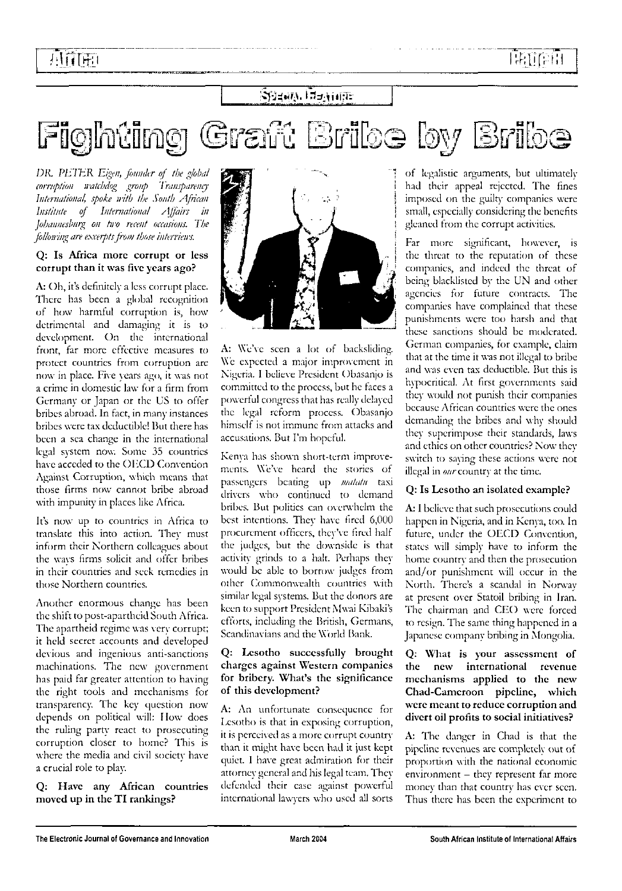Special Feature

# Fighting Graft Bribe by Bribe

*DR. PETER Eigen, founder of the global corruption watchdog group Transparency International, spoke with the South African Institute of International Affairs in Johannesburg on two recent occasions. The following are excerpts from those interviews.*

**Q: Is Africa more corrupt or less corrupt than it was five years ago?**

A: Oh, it's definitely a less corrupt place. There has been a global recognition of how harmful corruption is, how detrimental and damaging it is to development. On the international front, far more effective measures to protect countries from corruption are now in place. Five years ago, it was not a crime in domestic law for a firm from Germany or Japan or the US to offer bribes abroad. In fact, in many instances bribes were tax deductible! But there has been a sea change in the international legal system now. Some 35 countries have acceded to the OECD Convention Against Corruption, which means that those firms now cannot bribe abroad with impunity in places like Africa.

It's now up to countries in Africa to translate this into action. They must inform their Northern colleagues about the ways firms solicit and offer bribes in their countries and seek remedies in those Northern countries.

Another enormous change has been the shift to post-apartheid South Africa. The apartheid regime was very corrupt; it held secret accounts and developed devious and ingenious anti-sanctions machinations. The new government has paid far greater attention to having the right tools and mechanisms for transparency. The key question now depends on political will: How does the ruling party react to prosecuting corruption closer to home? This is where the media and civil society have a crucial role to play.

**Q: Have any African countries moved up in the TI rankings?**

A: We've seen a lot of backsliding. We expected a major improvement in Nigeria. I believe President Obasanjo is committed to the process, but he faces a powerful congress that has really delayed the legal reform process. Obasanjo himself is not immune from attacks and accusations. But I'm hopeful.

Kenya has shown short-term improvements. We've heard the stories of passengers beating up *matatu* taxi drivers who continued to demand bribes. But politics can overwhelm the best intentions. They have fired 6,000 procurement officers, they've fired half the judges, but the downside is that activity grinds to a halt. Perhaps they would be able to borrow judges from other Commonwealth countries with similar legal systems. But the donors are keen to support President Mwai Kibaki's efforts, including the British, Germans, Scandinavians and the World Bank.

**Q: Lesotho successfully brought charges against Western companies for bribery. What's the significance of this development?**

A: An unfortunate consequence for Lesotho is that in exposing corruption, it is perceived as a more corrupt country than it might have been had it just kept quiet. I have great admiration for their attorney general and his legal team. They defended their case against powerful international lawyers who used all sorts of legalistic arguments, but ultimately had their appeal rejected. The fines imposed on the guilty companies were small, especially considering the benefits gleaned from the corrupt activities.

Far more significant, however, is the threat to the reputation of these companies, and indeed the threat of being blacklisted by the UN and other agencies for future contracts. The companies have complained that these punishments were too harsh and that these sanctions should be moderated. German companies, for example, claim that at the time it was not illegal to bribe and was even tax deductible. But this is hypocritical. At first governments said they would not punish their companies because African countries were the ones demanding the bribes and why should they superimpose their standards, laws and ethics on other countries? Now they switch to saying these actions were not illegal in *our* country at the time.

**Q: Is Lesotho an isolated example?**

A: I believe that such prosecutions could happen in Nigeria, and in Kenya, too. In future, under the OECD Convention, states will simply have to inform the home country and then the prosecution and/or punishment will occur in the North. There's a scandal in Norway at present over Statoil bribing in Iran. The chairman and CEO were forced to resign. The same thing happened in a Japanese company bribing in Mongolia.

**Q: What is your assessment of the new international revenue mechanisms applied to the new Chad-Cameroon pipeline, which were meant to reduce corruption and divert oil profits to social initiatives?**

A: The danger in Chad is that the pipeline revenues are completely out of proportion with the national economic environment – they represent far more money than that country has ever seen. Thus there has been the experiment to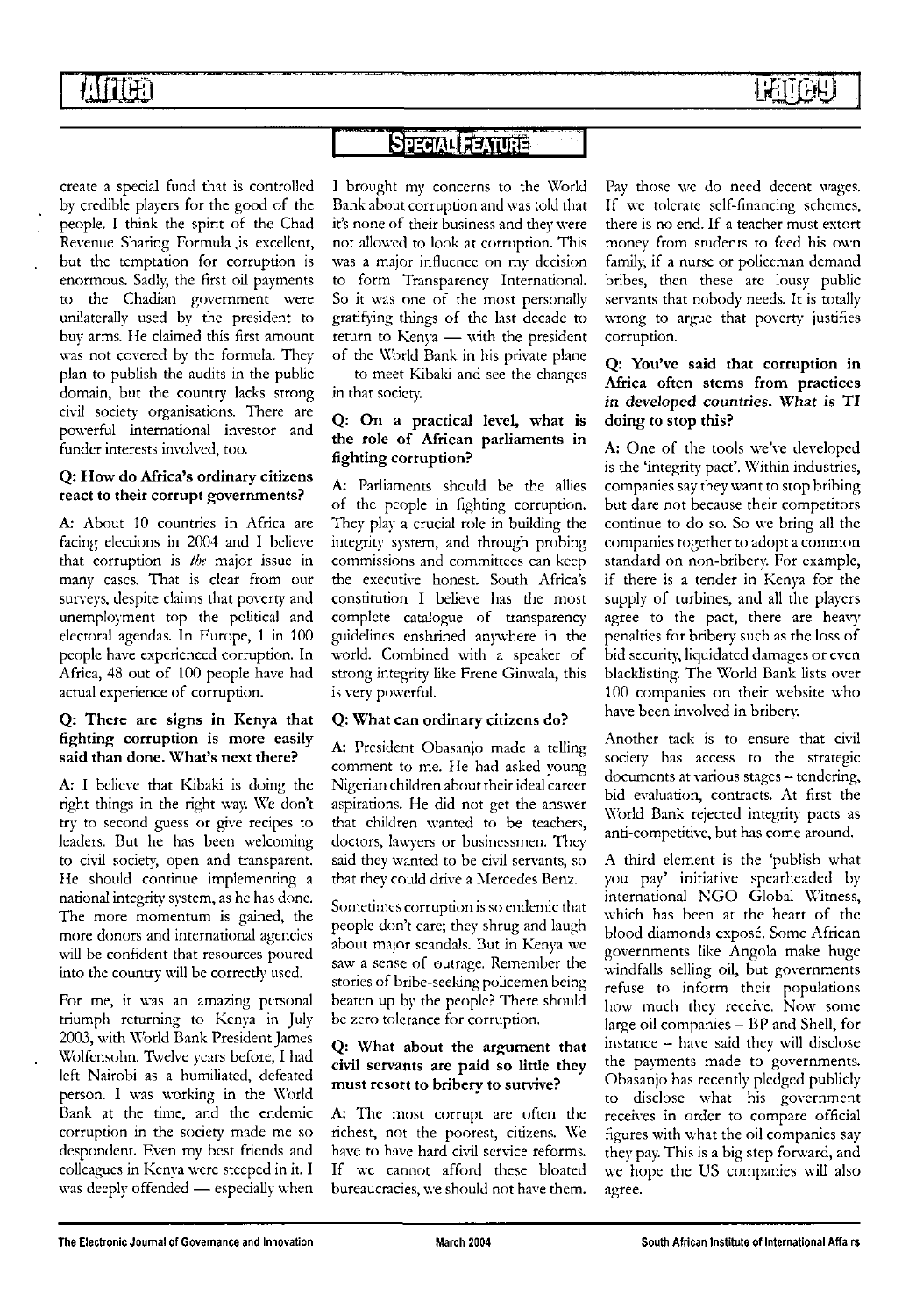## Special Feature

create a special fund that is controlled by credible players for the good of the people. I think the spirit of the Chad Revenue Sharing Formula ,is excellent, but the temptation for corruption is enormous. Sadly, the first oil payments to the Chadian government were unilaterally used by the president to buy arms. He claimed this first amount was not covered by the formula. They plan to publish the audits in the public domain, but the country lacks strong civil society organisations. There are powerful international investor and funder interests involved, too.

**Q: How do Africa's ordinary citizens react to their corrupt governments?**

A: About 10 countries in Africa are facing elections in 2004 and I believe that corruption is *the* major issue in many cases. That is clear from our surveys, despite claims that poverty and unemployment top the political and electoral agendas. In Europe, 1 in 100 people have experienced corruption. In Africa, 48 out of 100 people have had actual experience of corruption.

**Q: There are signs in Kenya that fighting corruption is more easily said than done. What's next there?**

A: I believe that Kibaki is doing the right things in the right way. We don't try to second guess or give recipes to leaders. But he has been welcoming to civil society, open and transparent. He should continue implementing a national integrity system, as he has done. The more momentum is gained, the more donors and international agencies will be confident that resources poured into the country will be correctly used.

For me, it was an amazing personal triumph returning to Kenya in July 2003, with World Bank President James Wolfensohn. Twelve years before, I had left Nairobi as a humiliated, defeated person. I was working in the World Bank at the time, and the endemic corruption in the society made me so despondent. Even my best friends and colleagues in Kenya were steeped in it. I was deeply offended — especially when I brought my concerns to the World Bank about corruption and was told that it's none of their business and they were not allowed to look at corruption. This was a major influence on my decision to form Transparency International. So it was one of the most personally gratifying things of the last decade to return to Kenya — with the president of the World Bank in his private plane — to meet Kibaki and see the changes in that society.

**Q: On a practical level, what is the role of African parliaments in fighting corruption?**

A: Parliaments should be the allies of the people in fighting corruption. They play a crucial role in building the integrity system, and through probing commissions and committees can keep the executive honest. South Africa's constitution I believe has the most complete catalogue of transparency guidelines enshrined anywhere in the world. Combined with a speaker of strong integrity like Frene Ginwala, this is very powerful.

**Q: What can ordinary citizens do?**

A: President Obasanjo made a telling comment to me. He had asked young Nigerian children about their ideal career aspirations. He did not get the answer that children wanted to be teachers, doctors, lawyers or businessmen. They said they wanted to be civil servants, so that they could drive a Mercedes Benz.

Sometimes corruption is so endemic that people don't care; they shrug and laugh about major scandals. But in Kenya we saw a sense of outrage. Remember the stories of bribe-seeking policemen being beaten up by the people? There should be zero tolerance for corruption.

**Q: What about the argument that civil servants are paid so little they must resort to bribery to survive?**

A: The most corrupt are often the richest, not the poorest, citizens. We have to have hard civil service reforms. If we cannot afford these bloated bureaucracies, we should not have them. Pay those we do need decent wages. If we tolerate self-financing schemes, there is no end. If a teacher must extort money from students to feed his own family, if a nurse or policeman demand bribes, then these are lousy public servants that nobody needs. It is totally wrong to argue that poverty justifies corruption.

**Q: You've said that corruption in Africa often stems from practices in developed countries. What is TI doing to stop this?**

A: One of the tools we've developed is the 'integrity pact'. Within industries, companies say they want to stop bribing but dare not because their competitors continue to do so. So we bring all the companies together to adopt a common standard on non-bribery. For example, if there is a tender in Kenya for the supply of turbines, and all the players agree to the pact, there are heavy penalties for bribery such as the loss of bid security, liquidated damages or even blacklisting. The World Bank lists over 100 companies on their website who have been involved in bribery.

Another tack is to ensure that civil society has access to the strategic documents at various stages – tendering, bid evaluation, contracts. At first the World Bank rejected integrity pacts as anti-competitive, but has come around.

A third element is the 'publish what you pay' initiative spearheaded by international NGO Global Witness, which has been at the heart of the blood diamonds exposé. Some African governments like Angola make huge windfalls selling oil, but governments refuse to inform their populations how much they receive. Now some large oil companies – BP and Shell, for instance – have said they will disclose the payments made to governments. Obasanjo has recently pledged publicly to disclose what his government receives in order to compare official figures with what the oil companies say they pay. This is a big step forward, and we hope the US companies will also agree.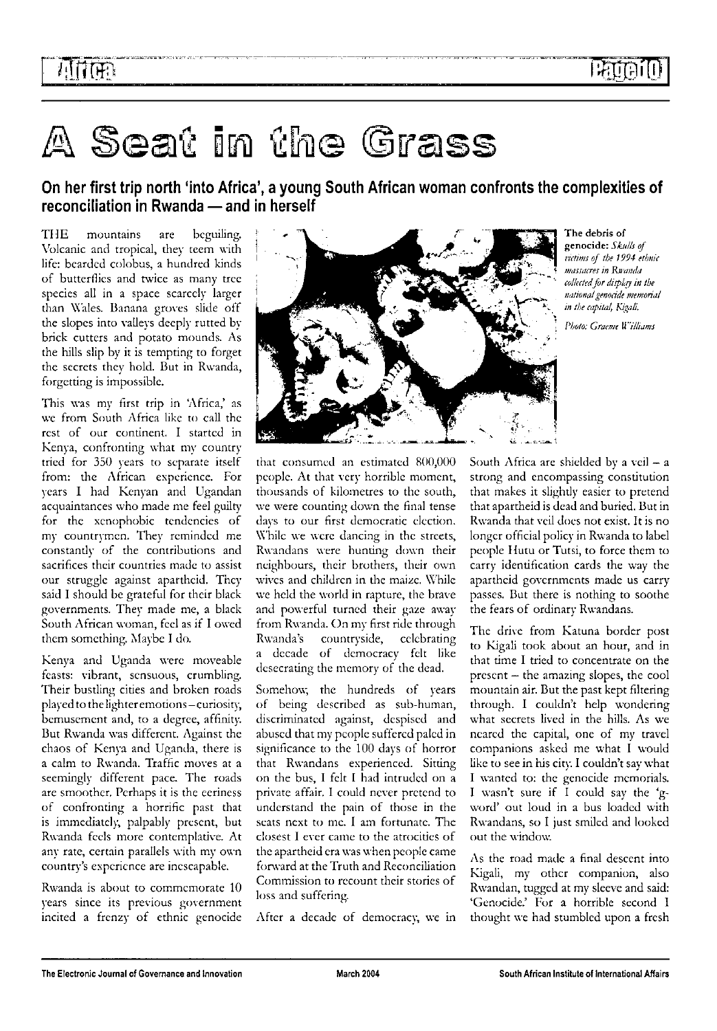# A Seat in the Grass

**On her first trip north 'into Africa', a young South African woman confronts the complexities of reconciliation in Rwanda — and in herself**

THE mountains are beguiling. Volcanic and tropical, they teem with life: bearded colobus, a hundred kinds of butterflies and twice as many tree species all in a space scarcely larger than Wales. Banana groves slide off the slopes into valleys deeply rutted by brick cutters and potato mounds. As the hills slip by it is tempting to forget the secrets they hold. But in Rwanda, forgetting is impossible.

This was my first trip in 'Africa,' as we from South Africa like to call the rest of our continent. I started in Kenya, confronting what my country tried for 350 years to separate itself from: the African experience. For years I had Kenyan and Ugandan acquaintances who made me feel guilty for the xenophobic tendencies of my countrymen. They reminded me constantly of the contributions and sacrifices their countries made to assist our struggle against apartheid. They said I should be grateful for their black governments. They made me, a black South African woman, feel as if I owed them something. Maybe I do.

Kenya and Uganda were moveable feasts: vibrant, sensuous, crumbling. Their bustling cities and broken roads played to the lighter emotions – curiosity, bemusement and, to a degree, affinity. But Rwanda was different. Against the chaos of Kenya and Uganda, there is a calm to Rwanda. Traffic moves at a seemingly different pace. The roads are smoother. Perhaps it is the eeriness of confronting a horrific past that is immediately, palpably present, but Rwanda feels more contemplative. At any rate, certain parallels with my own country's experience are inescapable.

Rwanda is about to commemorate 10 years since its previous government incited a frenzy of ethnic genocide that consumed an estimated 800,000 people. At that very horrible moment, thousands of kilometres to the south, we were counting down the final tense days to our first democratic election. While we were dancing in the streets, Rwandans were hunting down their neighbours, their brothers, their own wives and children in the maize. While we held the world in rapture, the brave and powerful turned their gaze away from Rwanda. On my first ride through Rwanda's countryside, celebrating a decade of democracy felt like desecrating the memory of the dead.

**The debris of genocide:** *Skulls of victims of the 1994 ethnic massacres in Rwanda collected for display in the national genocide memorial in the capital, Kigali.*

*Photo: Graeme Williams*

Somehow, the hundreds of years of being described as sub-human, discriminated against, despised and abused that my people suffered paled in significance to the 100 days of horror that Rwandans experienced. Sitting on the bus, I felt I had intruded on a private affair. I could never pretend to understand the pain of those in the seats next to me. I am fortunate. The closest I ever came to the atrocities of the apartheid era was when people came forward at the Truth and Reconciliation Commission to recount their stories of loss and suffering.

After a decade of democracy, we in South Africa are shielded by a veil – a strong and encompassing constitution that makes it slightly easier to pretend that apartheid is dead and buried. But in Rwanda that veil does not exist. It is no longer official policy in Rwanda to label people Hutu or Tutsi, to force them to carry identification cards the way the apartheid governments made us carry passes. But there is nothing to soothe the fears of ordinary Rwandans.

The drive from Katuna border post to Kigali took about an hour, and in that time I tried to concentrate on the present – the amazing slopes, the cool mountain air. But the past kept filtering through. I couldn't help wondering what secrets lived in the hills. As we neared the capital, one of my travel companions asked me what I would like to see in his city. I couldn't say what I wanted to: the genocide memorials. I wasn't sure if I could say the 'g-word' out loud in a bus loaded with Rwandans, so I just smiled and looked out the window.

As the road made a final descent into Kigali, my other companion, also Rwandan, tugged at my sleeve and said: 'Genocide.' For a horrible second I thought we had stumbled upon a fresh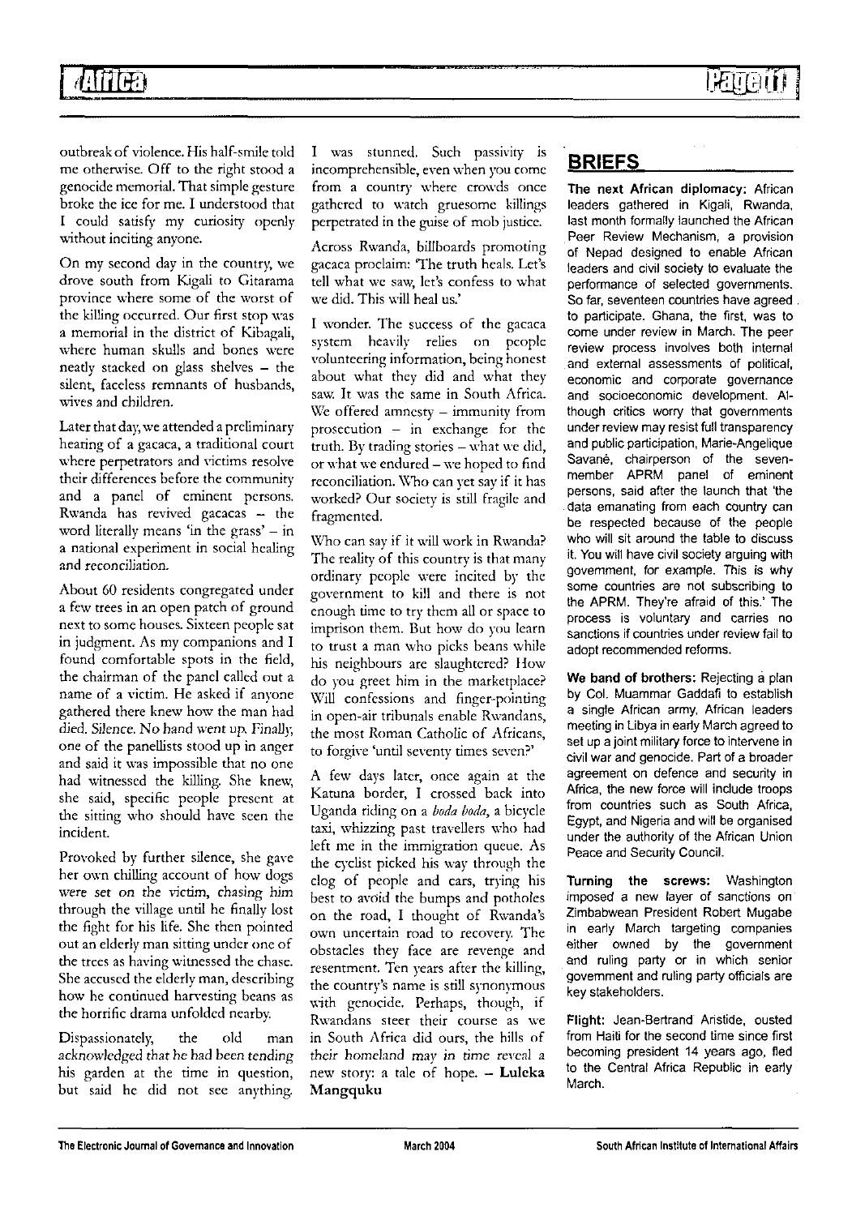outbreak of violence. His half-smile told me otherwise. Off to the right stood a genocide memorial. That simple gesture broke the ice for me. I understood that I could satisfy my curiosity openly without inciting anyone.

On my second day in the country, we drove south from Kigali to Gitarama province where some of the worst of the killing occurred. Our first stop was a memorial in the district of Kibagali, where human skulls and bones were neatly stacked on glass shelves – the silent, faceless remnants of husbands, wives and children.

Later that day, we attended a preliminary hearing of a gacaca, a traditional court where perpetrators and victims resolve their differences before the community and a panel of eminent persons. Rwanda has revived gacacas – the word literally means 'in the grass' – in a national experiment in social healing and reconciliation.

About 60 residents congregated under a few trees in an open patch of ground next to some houses. Sixteen people sat in judgment. As my companions and I found comfortable spots in the field, the chairman of the panel called out a name of a victim. He asked if anyone gathered there knew how the man had died. Silence. No hand went up. Finally, one of the panellists stood up in anger and said it was impossible that no one had witnessed the killing. She knew, she said, specific people present at the sitting who should have seen the incident.

Provoked by further silence, she gave her own chilling account of how dogs were set on the victim, chasing him through the village until he finally lost the fight for his life. She then pointed out an elderly man sitting under one of the trees as having witnessed the chase. She accused the elderly man, describing how he continued harvesting beans as the horrific drama unfolded nearby.

Dispassionately, the old man acknowledged that he had been tending his garden at the time in question, but said he did not see anything. I was stunned. Such passivity is incomprehensible, even when you come from a country where crowds once gathered to watch gruesome killings perpetrated in the guise of mob justice.

Across Rwanda, billboards promoting gacaca proclaim: 'The truth heals. Let's tell what we saw, let's confess to what we did. This will heal us.'

I wonder. The success of the gacaca system heavily relies on people volunteering information, being honest about what they did and what they saw. It was the same in South Africa. We offered amnesty – immunity from prosecution – in exchange for the truth. By trading stories – what we did, or what we endured – we hoped to find reconciliation. Who can yet say if it has worked? Our society is still fragile and fragmented.

Who can say if it will work in Rwanda? The reality of this country is that many ordinary people were incited by the government to kill and there is not enough time to try them all or space to imprison them. But how do you learn to trust a man who picks beans while his neighbours are slaughtered? How do you greet him in the marketplace? Will confessions and finger-pointing in open-air tribunals enable Rwandans, the most Roman Catholic of Africans, to forgive 'until seventy times seven?'

A few days later, once again at the Katuna border, I crossed back into Uganda riding on a *boda boda*, a bicycle taxi, whizzing past travellers who had left me in the immigration queue. As the cyclist picked his way through the clog of people and cars, trying his best to avoid the bumps and potholes on the road, I thought of Rwanda's own uncertain road to recovery. The obstacles they face are revenge and resentment. Ten years after the killing, the country's name is still synonymous with genocide. Perhaps, though, if Rwandans steer their course as we in South Africa did ours, the hills of their homeland may in time reveal a new story: a tale of hope. – **Luleka Mangquku**

## BRIEFS

**The next African diplomacy:** African leaders gathered in Kigali, Rwanda, last month formally launched the African Peer Review Mechanism, a provision of Nepad designed to enable African leaders and civil society to evaluate the performance of selected governments. So far, seventeen countries have agreed to participate. Ghana, the first, was to come under review in March. The peer review process involves both internal and external assessments of political, economic and corporate governance and socioeconomic development. Although critics worry that governments under review may resist full transparency and public participation, Marie-Angelique Savané, chairperson of the seven-member APRM panel of eminent persons, said after the launch that 'the data emanating from each country can be respected because of the people who will sit around the table to discuss it. You will have civil society arguing with government, for example. This is why some countries are not subscribing to the APRM. They're afraid of this.' The process is voluntary and carries no sanctions if countries under review fail to adopt recommended reforms.

**We band of brothers:** Rejecting a plan by Col. Muammar Gaddafi to establish a single African army, African leaders meeting in Libya in early March agreed to set up a joint military force to intervene in civil war and genocide. Part of a broader agreement on defence and security in Africa, the new force will include troops from countries such as South Africa, Egypt, and Nigeria and will be organised under the authority of the African Union Peace and Security Council.

**Turning the screws:** Washington imposed a new layer of sanctions on Zimbabwean President Robert Mugabe in early March targeting companies either owned by the government and ruling party or in which senior government and ruling party officials are key stakeholders.

**Flight:** Jean-Bertrand Aristide, ousted from Haiti for the second time since first becoming president 14 years ago, fled to the Central Africa Republic in early March.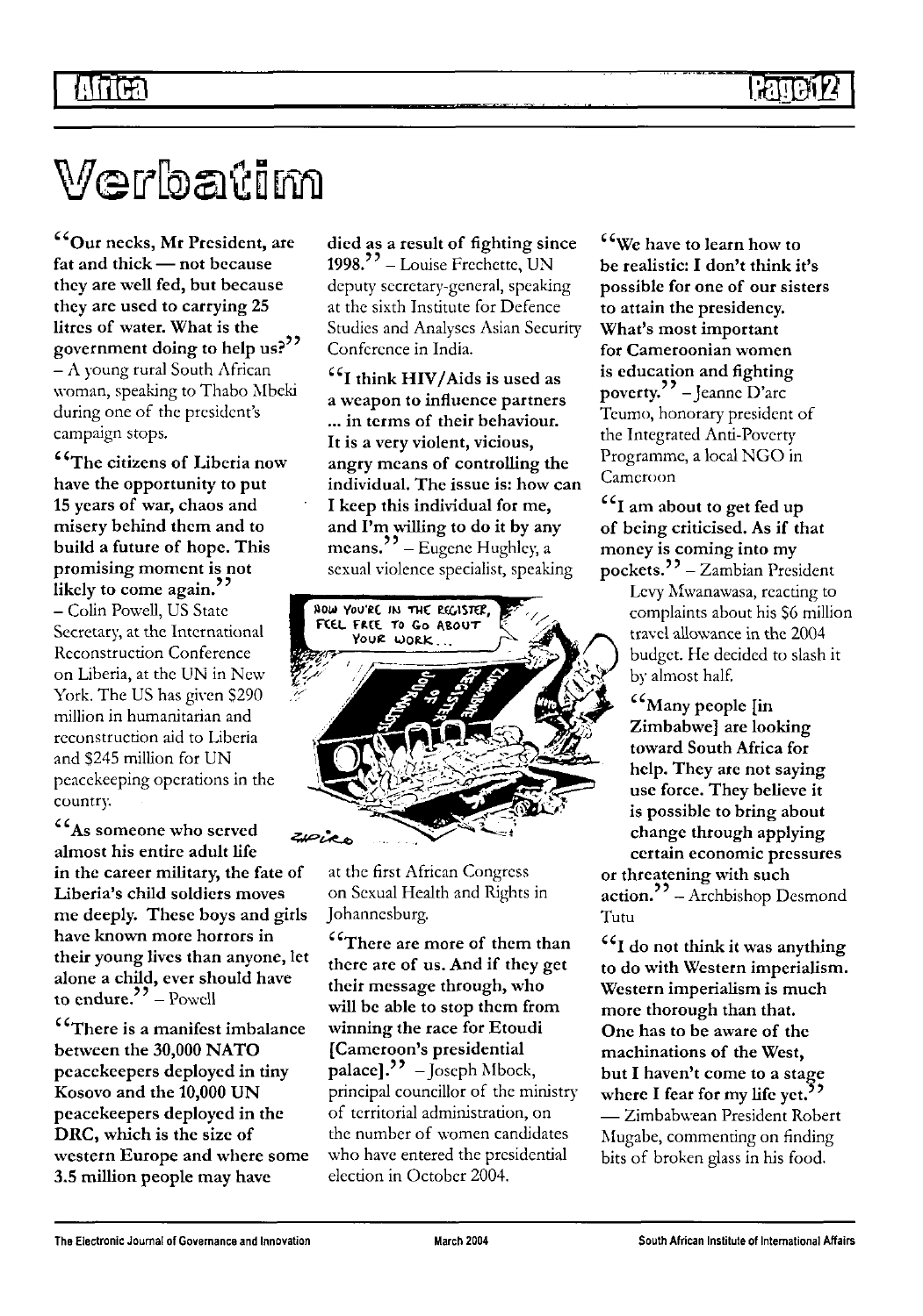# Verbatim

**"Our necks, Mr President, are fat and thick — not because they are well fed, but because they are used to carrying 25 litres of water. What is the government doing to help us?"** – A young rural South African woman, speaking to Thabo Mbeki during one of the president's campaign stops.

**"The citizens of Liberia now have the opportunity to put 15 years of war, chaos and misery behind them and to build a future of hope. This promising moment is not likely to come again."** – Colin Powell, US State Secretary, at the International Reconstruction Conference on Liberia, at the UN in New York. The US has given $290 million in humanitarian and reconstruction aid to Liberia and $245 million for UN peacekeeping operations in the country.

**"As someone who served almost his entire adult life in the career military, the fate of Liberia's child soldiers moves me deeply. These boys and girls have known more horrors in their young lives than anyone, let alone a child, ever should have to endure."** – Powell

**"There is a manifest imbalance between the 30,000 NATO peacekeepers deployed in tiny Kosovo and the 10,000 UN peacekeepers deployed in the DRC, which is the size of western Europe and where some 3.5 million people may have died as a result of fighting since 1998."** – Louise Frechette, UN deputy secretary-general, speaking at the sixth Institute for Defence Studies and Analyses Asian Security Conference in India.

**"I think HIV/Aids is used as a weapon to influence partners ... in terms of their behaviour. It is a very violent, vicious, angry means of controlling the individual. The issue is: how can I keep this individual for me, and I'm willing to do it by any means."** – Eugene Hughley, a sexual violence specialist, speaking at the first African Congress on Sexual Health and Rights in Johannesburg.

**"There are more of them than there are of us. And if they get their message through, who will be able to stop them from winning the race for Etoudi [Cameroon's presidential palace]."** – Joseph Mbock, principal councillor of the ministry of territorial administration, on the number of women candidates who have entered the presidential election in October 2004.

**"We have to learn how to be realistic: I don't think it's possible for one of our sisters to attain the presidency. What's most important for Cameroonian women is education and fighting poverty."** – Jeanne D'arc Teumo, honorary president of the Integrated Anti-Poverty Programme, a local NGO in Cameroon

**"I am about to get fed up of being criticised. As if that money is coming into my pockets."** – Zambian President Levy Mwanawasa, reacting to complaints about his $6 million travel allowance in the 2004 budget. He decided to slash it by almost half.

**"Many people [in Zimbabwe] are looking toward South Africa for help. They are not saying use force. They believe it is possible to bring about change through applying certain economic pressures or threatening with such action."** – Archbishop Desmond Tutu

**"I do not think it was anything to do with Western imperialism. Western imperialism is much more thorough than that. One has to be aware of the machinations of the West, but I haven't come to a stage where I fear for my life yet."** — Zimbabwean President Robert Mugabe, commenting on finding bits of broken glass in his food.